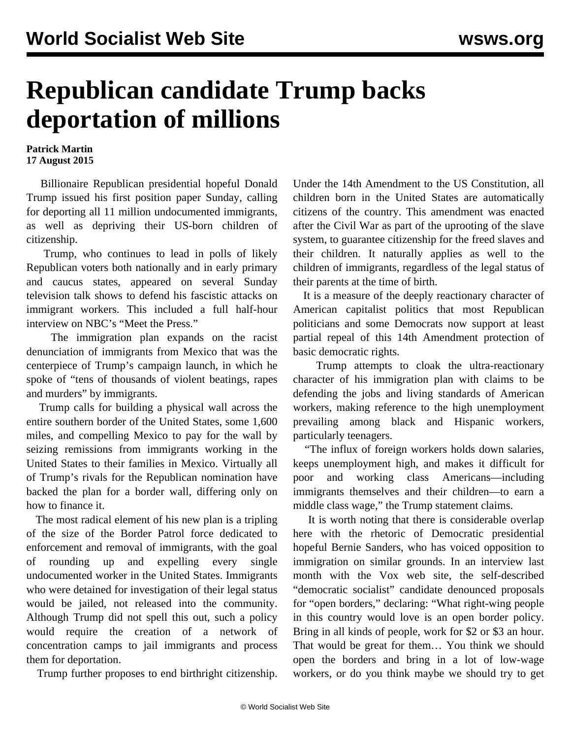# Republican candidate Trump backs deportation of millions

**Patrick Martin**
**17 August 2015**

Billionaire Republican presidential hopeful Donald Trump issued his first position paper Sunday, calling for deporting all 11 million undocumented immigrants, as well as depriving their US-born children of citizenship.

Trump, who continues to lead in polls of likely Republican voters both nationally and in early primary and caucus states, appeared on several Sunday television talk shows to defend his fascistic attacks on immigrant workers. This included a full half-hour interview on NBC's "Meet the Press."

The immigration plan expands on the racist denunciation of immigrants from Mexico that was the centerpiece of Trump's campaign launch, in which he spoke of "tens of thousands of violent beatings, rapes and murders" by immigrants.

Trump calls for building a physical wall across the entire southern border of the United States, some 1,600 miles, and compelling Mexico to pay for the wall by seizing remissions from immigrants working in the United States to their families in Mexico. Virtually all of Trump's rivals for the Republican nomination have backed the plan for a border wall, differing only on how to finance it.

The most radical element of his new plan is a tripling of the size of the Border Patrol force dedicated to enforcement and removal of immigrants, with the goal of rounding up and expelling every single undocumented worker in the United States. Immigrants who were detained for investigation of their legal status would be jailed, not released into the community. Although Trump did not spell this out, such a policy would require the creation of a network of concentration camps to jail immigrants and process them for deportation.

Trump further proposes to end birthright citizenship. Under the 14th Amendment to the US Constitution, all children born in the United States are automatically citizens of the country. This amendment was enacted after the Civil War as part of the uprooting of the slave system, to guarantee citizenship for the freed slaves and their children. It naturally applies as well to the children of immigrants, regardless of the legal status of their parents at the time of birth.

It is a measure of the deeply reactionary character of American capitalist politics that most Republican politicians and some Democrats now support at least partial repeal of this 14th Amendment protection of basic democratic rights.

Trump attempts to cloak the ultra-reactionary character of his immigration plan with claims to be defending the jobs and living standards of American workers, making reference to the high unemployment prevailing among black and Hispanic workers, particularly teenagers.

"The influx of foreign workers holds down salaries, keeps unemployment high, and makes it difficult for poor and working class Americans—including immigrants themselves and their children—to earn a middle class wage," the Trump statement claims.

It is worth noting that there is considerable overlap here with the rhetoric of Democratic presidential hopeful Bernie Sanders, who has voiced opposition to immigration on similar grounds. In an interview last month with the Vox web site, the self-described "democratic socialist" candidate denounced proposals for "open borders," declaring: "What right-wing people in this country would love is an open border policy. Bring in all kinds of people, work for $2 or $3 an hour. That would be great for them… You think we should open the borders and bring in a lot of low-wage workers, or do you think maybe we should try to get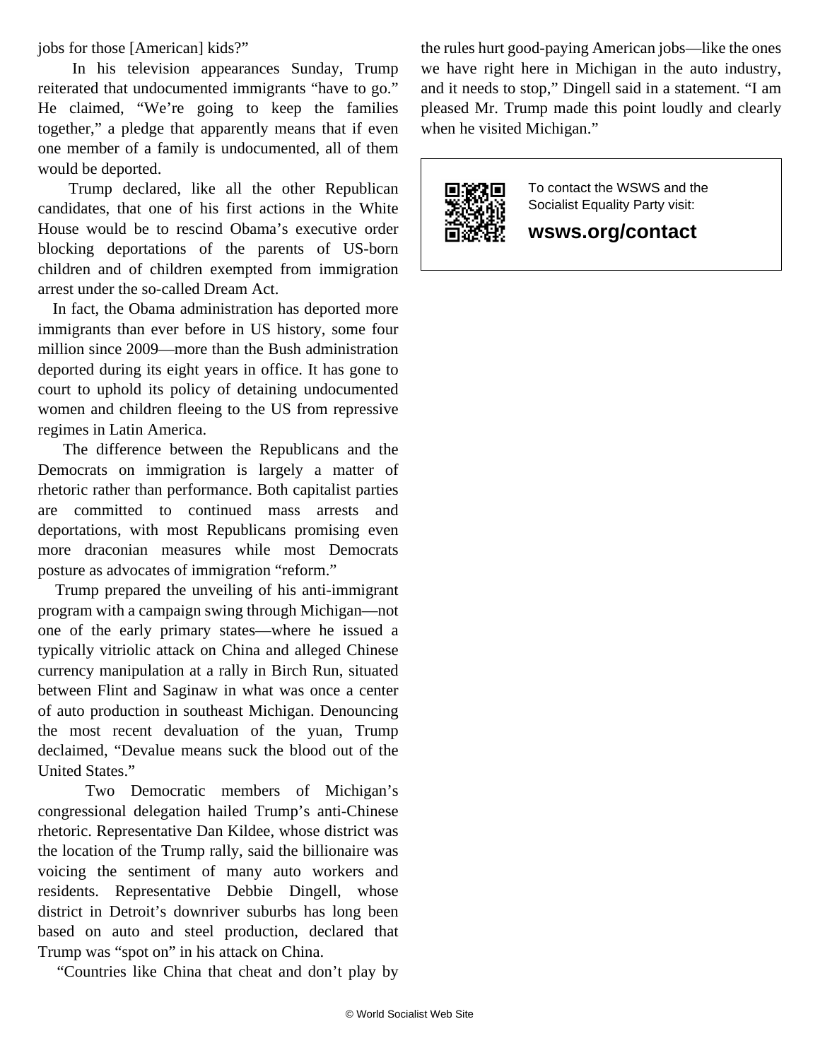jobs for those [American] kids?"

In his television appearances Sunday, Trump reiterated that undocumented immigrants "have to go." He claimed, "We're going to keep the families together," a pledge that apparently means that if even one member of a family is undocumented, all of them would be deported.

Trump declared, like all the other Republican candidates, that one of his first actions in the White House would be to rescind Obama's executive order blocking deportations of the parents of US-born children and of children exempted from immigration arrest under the so-called Dream Act.

In fact, the Obama administration has deported more immigrants than ever before in US history, some four million since 2009—more than the Bush administration deported during its eight years in office. It has gone to court to uphold its policy of detaining undocumented women and children fleeing to the US from repressive regimes in Latin America.

The difference between the Republicans and the Democrats on immigration is largely a matter of rhetoric rather than performance. Both capitalist parties are committed to continued mass arrests and deportations, with most Republicans promising even more draconian measures while most Democrats posture as advocates of immigration "reform."

Trump prepared the unveiling of his anti-immigrant program with a campaign swing through Michigan—not one of the early primary states—where he issued a typically vitriolic attack on China and alleged Chinese currency manipulation at a rally in Birch Run, situated between Flint and Saginaw in what was once a center of auto production in southeast Michigan. Denouncing the most recent devaluation of the yuan, Trump declaimed, "Devalue means suck the blood out of the United States."

Two Democratic members of Michigan's congressional delegation hailed Trump's anti-Chinese rhetoric. Representative Dan Kildee, whose district was the location of the Trump rally, said the billionaire was voicing the sentiment of many auto workers and residents. Representative Debbie Dingell, whose district in Detroit's downriver suburbs has long been based on auto and steel production, declared that Trump was "spot on" in his attack on China.

"Countries like China that cheat and don't play by the rules hurt good-paying American jobs—like the ones we have right here in Michigan in the auto industry, and it needs to stop," Dingell said in a statement. "I am pleased Mr. Trump made this point loudly and clearly when he visited Michigan."

To contact the WSWS and the Socialist Equality Party visit:

**wsws.org/contact**